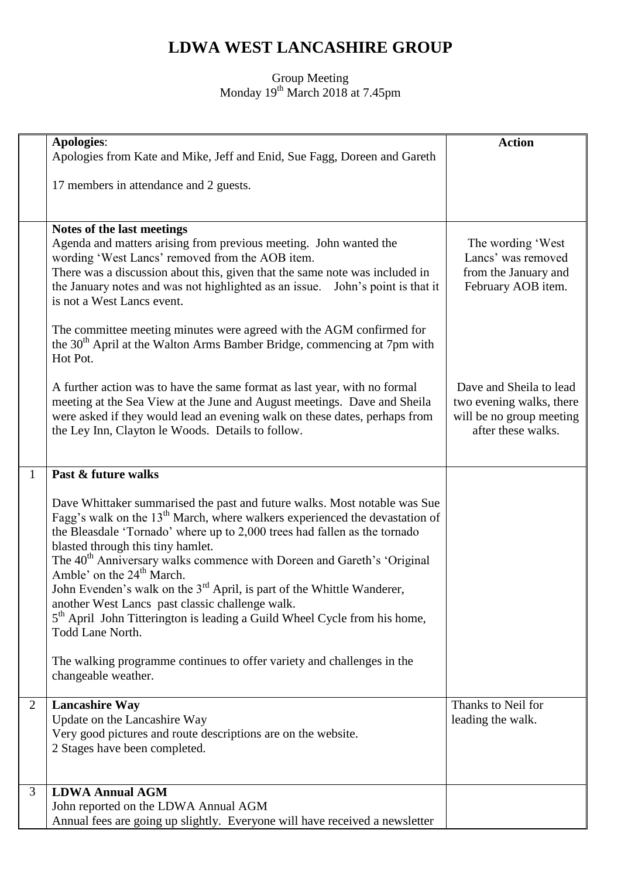# LDWA WEST LANCASHIRE GROUP

Group Meeting
Monday 19th March 2018 at 7.45pm

| | | Action |
|---|---|---|
| | **Apologies**:<br>Apologies from Kate and Mike, Jeff and Enid, Sue Fagg, Doreen and Gareth<br><br>17 members in attendance and 2 guests. | |
| | **Notes of the last meetings**<br>Agenda and matters arising from previous meeting. John wanted the wording 'West Lancs' removed from the AOB item.<br>There was a discussion about this, given that the same note was included in the January notes and was not highlighted as an issue. John's point is that it is not a West Lancs event.<br><br>The committee meeting minutes were agreed with the AGM confirmed for the 30th April at the Walton Arms Bamber Bridge, commencing at 7pm with Hot Pot.<br><br>A further action was to have the same format as last year, with no formal meeting at the Sea View at the June and August meetings. Dave and Sheila were asked if they would lead an evening walk on these dates, perhaps from the Ley Inn, Clayton le Woods. Details to follow. | The wording 'West Lancs' was removed from the January and February AOB item.<br><br>Dave and Sheila to lead two evening walks, there will be no group meeting after these walks. |
| 1 | **Past & future walks**<br><br>Dave Whittaker summarised the past and future walks. Most notable was Sue Fagg's walk on the 13th March, where walkers experienced the devastation of the Bleasdale 'Tornado' where up to 2,000 trees had fallen as the tornado blasted through this tiny hamlet.<br>The 40th Anniversary walks commence with Doreen and Gareth's 'Original Amble' on the 24th March.<br>John Evenden's walk on the 3rd April, is part of the Whittle Wanderer, another West Lancs past classic challenge walk.<br>5th April John Titterington is leading a Guild Wheel Cycle from his home, Todd Lane North.<br><br>The walking programme continues to offer variety and challenges in the changeable weather. | |
| 2 | **Lancashire Way**<br>Update on the Lancashire Way<br>Very good pictures and route descriptions are on the website.<br>2 Stages have been completed. | Thanks to Neil for leading the walk. |
| 3 | **LDWA Annual AGM**<br>John reported on the LDWA Annual AGM<br>Annual fees are going up slightly. Everyone will have received a newsletter | |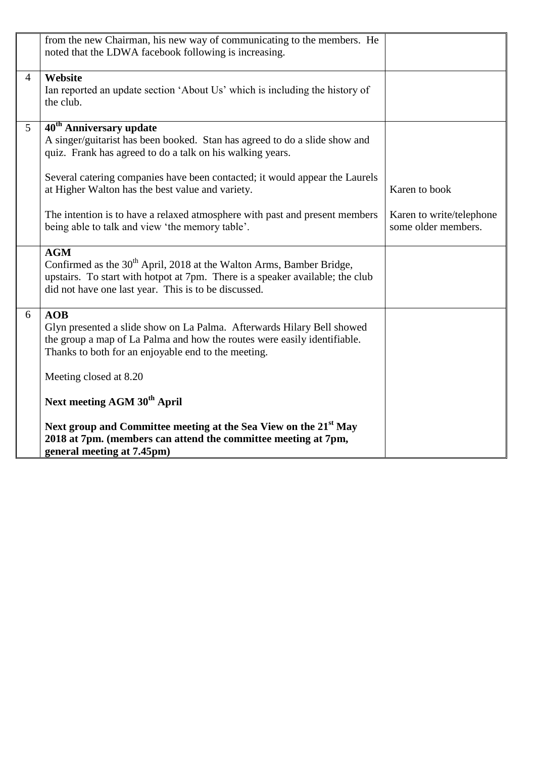| | | |
|---|---|---|
| | from the new Chairman, his new way of communicating to the members. He noted that the LDWA facebook following is increasing. | |
| 4 | **Website**<br>Ian reported an update section 'About Us' which is including the history of the club. | |
| 5 | **40th Anniversary update**<br>A singer/guitarist has been booked. Stan has agreed to do a slide show and quiz. Frank has agreed to do a talk on his walking years.<br><br>Several catering companies have been contacted; it would appear the Laurels at Higher Walton has the best value and variety.<br><br>The intention is to have a relaxed atmosphere with past and present members being able to talk and view 'the memory table'. | <br><br><br><br>Karen to book<br><br>Karen to write/telephone some older members. |
| | **AGM**<br>Confirmed as the 30th April, 2018 at the Walton Arms, Bamber Bridge, upstairs. To start with hotpot at 7pm. There is a speaker available; the club did not have one last year. This is to be discussed. | |
| 6 | **AOB**<br>Glyn presented a slide show on La Palma. Afterwards Hilary Bell showed the group a map of La Palma and how the routes were easily identifiable. Thanks to both for an enjoyable end to the meeting.<br><br>Meeting closed at 8.20<br><br>**Next meeting AGM 30th April**<br><br>**Next group and Committee meeting at the Sea View on the 21st May 2018 at 7pm. (members can attend the committee meeting at 7pm, general meeting at 7.45pm)** | |